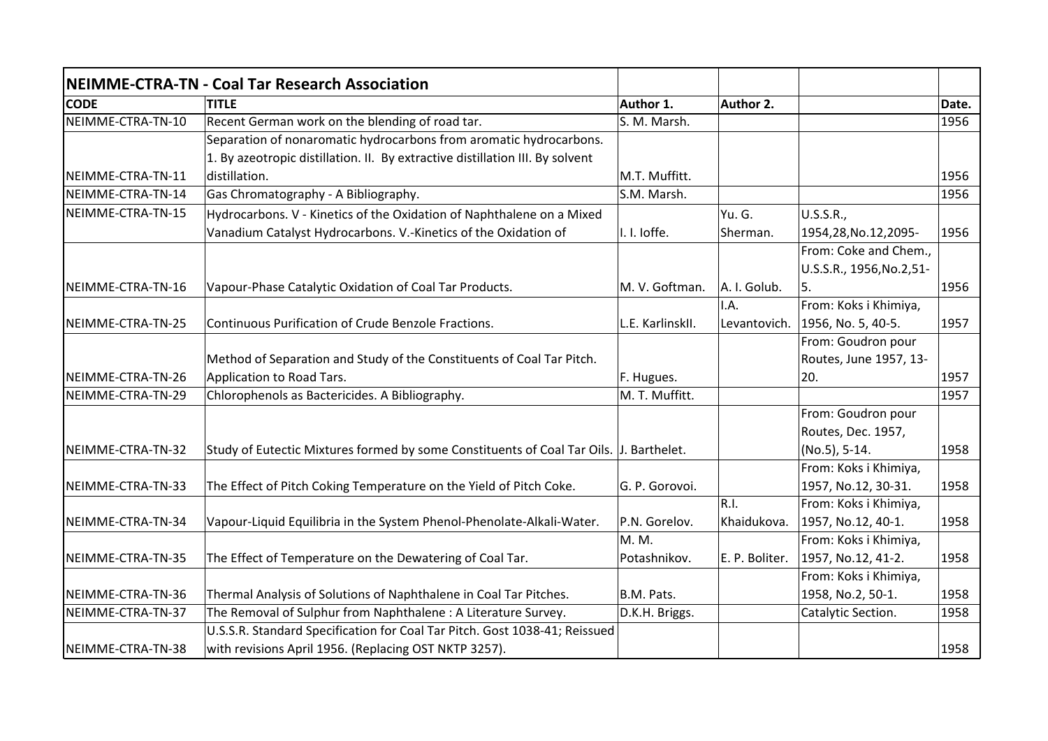| **NEIMME-CTRA-TN - Coal Tar Research Association** | | | | | |
|---|---|---|---|---|---|
| **CODE** | **TITLE** | **Author 1.** | **Author 2.** | | **Date.** |
| NEIMME-CTRA-TN-10 | Recent German work on the blending of road tar. | S. M. Marsh. | | | 1956 |
| NEIMME-CTRA-TN-11 | Separation of nonaromatic hydrocarbons from aromatic hydrocarbons. 1. By azeotropic distillation. II. By extractive distillation III. By solvent distillation. | M.T. Muffitt. | | | 1956 |
| NEIMME-CTRA-TN-14 | Gas Chromatography - A Bibliography. | S.M. Marsh. | | | 1956 |
| NEIMME-CTRA-TN-15 | Hydrocarbons. V - Kinetics of the Oxidation of Naphthalene on a Mixed Vanadium Catalyst Hydrocarbons. V.-Kinetics of the Oxidation of | I. I. Ioffe. | Yu. G. Sherman. | U.S.S.R., 1954,28,No.12,2095- | 1956 |
| NEIMME-CTRA-TN-16 | Vapour-Phase Catalytic Oxidation of Coal Tar Products. | M. V. Goftman. | A. I. Golub. | From: Coke and Chem., U.S.S.R., 1956,No.2,51-5. | 1956 |
| NEIMME-CTRA-TN-25 | Continuous Purification of Crude Benzole Fractions. | L.E. KarlinskII. | I.A. Levantovich. | From: Koks i Khimiya, 1956, No. 5, 40-5. | 1957 |
| NEIMME-CTRA-TN-26 | Method of Separation and Study of the Constituents of Coal Tar Pitch. Application to Road Tars. | F. Hugues. | | From: Goudron pour Routes, June 1957, 13-20. | 1957 |
| NEIMME-CTRA-TN-29 | Chlorophenols as Bactericides. A Bibliography. | M. T. Muffitt. | | | 1957 |
| NEIMME-CTRA-TN-32 | Study of Eutectic Mixtures formed by some Constituents of Coal Tar Oils. | J. Barthelet. | | From: Goudron pour Routes, Dec. 1957, (No.5), 5-14. | 1958 |
| NEIMME-CTRA-TN-33 | The Effect of Pitch Coking Temperature on the Yield of Pitch Coke. | G. P. Gorovoi. | | From: Koks i Khimiya, 1957, No.12, 30-31. | 1958 |
| NEIMME-CTRA-TN-34 | Vapour-Liquid Equilibria in the System Phenol-Phenolate-Alkali-Water. | P.N. Gorelov. | R.I. Khaidukova. | From: Koks i Khimiya, 1957, No.12, 40-1. | 1958 |
| NEIMME-CTRA-TN-35 | The Effect of Temperature on the Dewatering of Coal Tar. | M. M. Potashnikov. | E. P. Boliter. | From: Koks i Khimiya, 1957, No.12, 41-2. | 1958 |
| NEIMME-CTRA-TN-36 | Thermal Analysis of Solutions of Naphthalene in Coal Tar Pitches. | B.M. Pats. | | From: Koks i Khimiya, 1958, No.2, 50-1. | 1958 |
| NEIMME-CTRA-TN-37 | The Removal of Sulphur from Naphthalene : A Literature Survey. | D.K.H. Briggs. | | Catalytic Section. | 1958 |
| NEIMME-CTRA-TN-38 | U.S.S.R. Standard Specification for Coal Tar Pitch. Gost 1038-41; Reissued with revisions April 1956. (Replacing OST NKTP 3257). | | | | 1958 |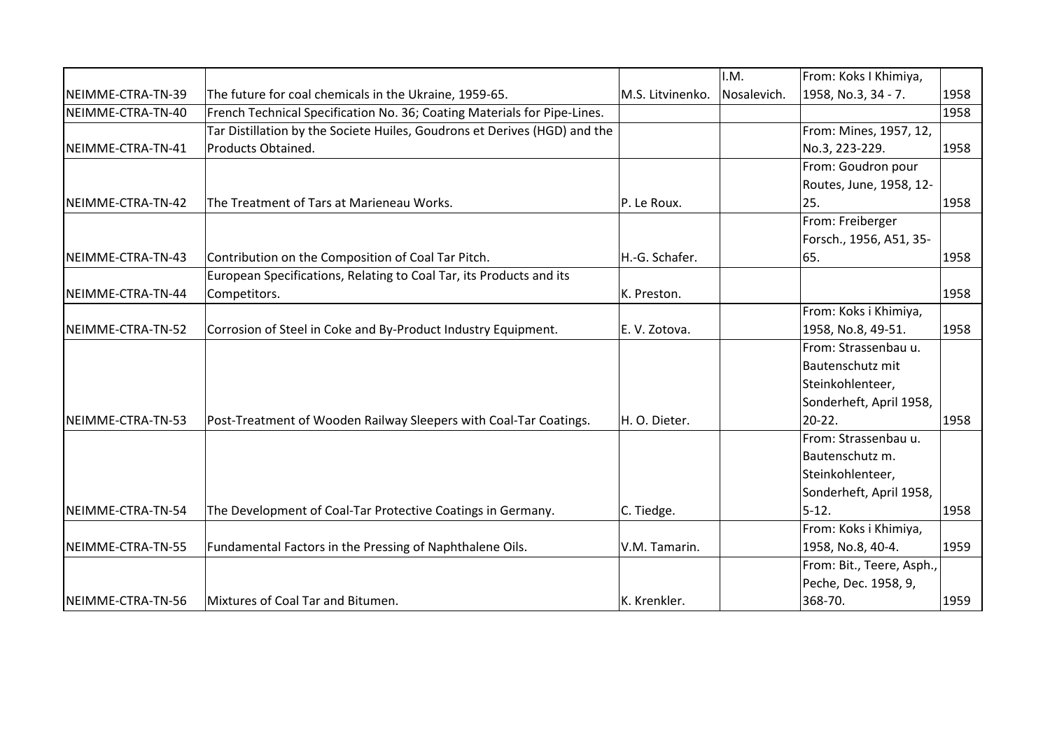| | | | | | |
|---|---|---|---|---|---|
| NEIMME-CTRA-TN-39 | The future for coal chemicals in the Ukraine, 1959-65. | M.S. Litvinenko. | I.M. Nosalevich. | From: Koks I Khimiya, 1958, No.3, 34 - 7. | 1958 |
| NEIMME-CTRA-TN-40 | French Technical Specification No. 36; Coating Materials for Pipe-Lines. | | | | 1958 |
| NEIMME-CTRA-TN-41 | Tar Distillation by the Societe Huiles, Goudrons et Derives (HGD) and the Products Obtained. | | | From: Mines, 1957, 12, No.3, 223-229. | 1958 |
| NEIMME-CTRA-TN-42 | The Treatment of Tars at Marieneau Works. | P. Le Roux. | | From: Goudron pour Routes, June, 1958, 12-25. | 1958 |
| NEIMME-CTRA-TN-43 | Contribution on the Composition of Coal Tar Pitch. | H.-G. Schafer. | | From: Freiberger Forsch., 1956, A51, 35-65. | 1958 |
| NEIMME-CTRA-TN-44 | European Specifications, Relating to Coal Tar, its Products and its Competitors. | K. Preston. | | | 1958 |
| NEIMME-CTRA-TN-52 | Corrosion of Steel in Coke and By-Product Industry Equipment. | E. V. Zotova. | | From: Koks i Khimiya, 1958, No.8, 49-51. | 1958 |
| NEIMME-CTRA-TN-53 | Post-Treatment of Wooden Railway Sleepers with Coal-Tar Coatings. | H. O. Dieter. | | From: Strassenbau u. Bautenschutz mit Steinkohlenteer, Sonderheft, April 1958, 20-22. | 1958 |
| NEIMME-CTRA-TN-54 | The Development of Coal-Tar Protective Coatings in Germany. | C. Tiedge. | | From: Strassenbau u. Bautenschutz m. Steinkohlenteer, Sonderheft, April 1958, 5-12. | 1958 |
| NEIMME-CTRA-TN-55 | Fundamental Factors in the Pressing of Naphthalene Oils. | V.M. Tamarin. | | From: Koks i Khimiya, 1958, No.8, 40-4. | 1959 |
| NEIMME-CTRA-TN-56 | Mixtures of Coal Tar and Bitumen. | K. Krenkler. | | From: Bit., Teere, Asph., Peche, Dec. 1958, 9, 368-70. | 1959 |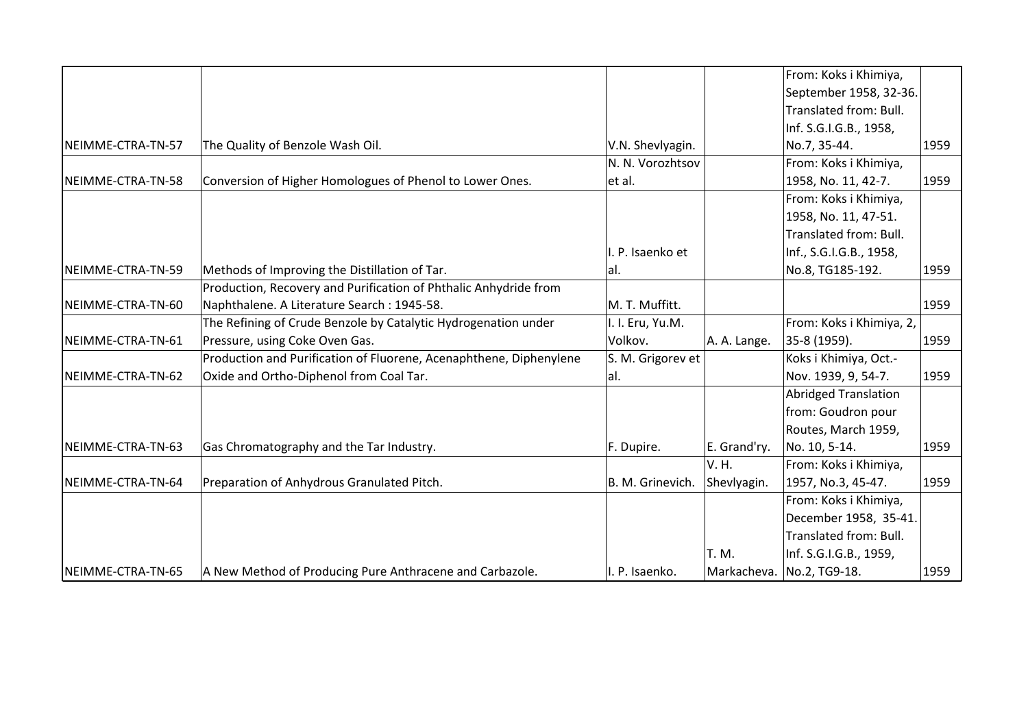| | | | | | |
|---|---|---|---|---|---|
| NEIMME-CTRA-TN-57 | The Quality of Benzole Wash Oil. | V.N. Shevlyagin. | | From: Koks i Khimiya, September 1958, 32-36. Translated from: Bull. Inf. S.G.I.G.B., 1958, No.7, 35-44. | 1959 |
| NEIMME-CTRA-TN-58 | Conversion of Higher Homologues of Phenol to Lower Ones. | N. N. Vorozhtsov et al. | | From: Koks i Khimiya, 1958, No. 11, 42-7. | 1959 |
| NEIMME-CTRA-TN-59 | Methods of Improving the Distillation of Tar. | I. P. Isaenko et al. | | From: Koks i Khimiya, 1958, No. 11, 47-51. Translated from: Bull. Inf., S.G.I.G.B., 1958, No.8, TG185-192. | 1959 |
| NEIMME-CTRA-TN-60 | Production, Recovery and Purification of Phthalic Anhydride from Naphthalene. A Literature Search : 1945-58. | M. T. Muffitt. | | | 1959 |
| NEIMME-CTRA-TN-61 | The Refining of Crude Benzole by Catalytic Hydrogenation under Pressure, using Coke Oven Gas. | I. I. Eru, Yu.M. Volkov. | A. A. Lange. | From: Koks i Khimiya, 2, 35-8 (1959). | 1959 |
| NEIMME-CTRA-TN-62 | Production and Purification of Fluorene, Acenaphthene, Diphenylene Oxide and Ortho-Diphenol from Coal Tar. | S. M. Grigorev et al. | | Koks i Khimiya, Oct.-Nov. 1939, 9, 54-7. | 1959 |
| NEIMME-CTRA-TN-63 | Gas Chromatography and the Tar Industry. | F. Dupire. | E. Grand'ry. | Abridged Translation from: Goudron pour Routes, March 1959, No. 10, 5-14. | 1959 |
| NEIMME-CTRA-TN-64 | Preparation of Anhydrous Granulated Pitch. | B. M. Grinevich. | V. H. Shevlyagin. | From: Koks i Khimiya, 1957, No.3, 45-47. | 1959 |
| NEIMME-CTRA-TN-65 | A New Method of Producing Pure Anthracene and Carbazole. | I. P. Isaenko. | T. M. Markacheva. | From: Koks i Khimiya, December 1958, 35-41. Translated from: Bull. Inf. S.G.I.G.B., 1959, No.2, TG9-18. | 1959 |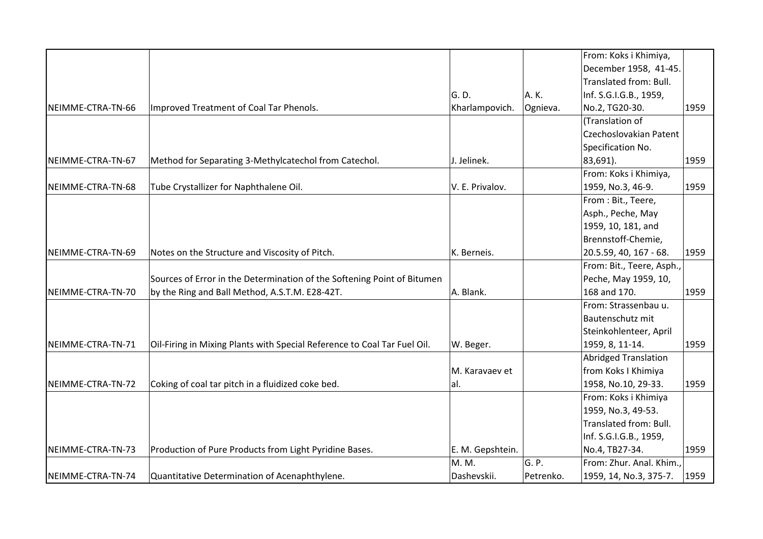| | | | | | |
|---|---|---|---|---|---|
| NEIMME-CTRA-TN-66 | Improved Treatment of Coal Tar Phenols. | G. D. Kharlampovich. | A. K. Ognieva. | From: Koks i Khimiya, December 1958, 41-45. Translated from: Bull. Inf. S.G.I.G.B., 1959, No.2, TG20-30. | 1959 |
| NEIMME-CTRA-TN-67 | Method for Separating 3-Methylcatechol from Catechol. | J. Jelinek. | | (Translation of Czechoslovakian Patent Specification No. 83,691). | 1959 |
| NEIMME-CTRA-TN-68 | Tube Crystallizer for Naphthalene Oil. | V. E. Privalov. | | From: Koks i Khimiya, 1959, No.3, 46-9. | 1959 |
| NEIMME-CTRA-TN-69 | Notes on the Structure and Viscosity of Pitch. | K. Berneis. | | From : Bit., Teere, Asph., Peche, May 1959, 10, 181, and Brennstoff-Chemie, 20.5.59, 40, 167 - 68. | 1959 |
| NEIMME-CTRA-TN-70 | Sources of Error in the Determination of the Softening Point of Bitumen by the Ring and Ball Method, A.S.T.M. E28-42T. | A. Blank. | | From: Bit., Teere, Asph., Peche, May 1959, 10, 168 and 170. | 1959 |
| NEIMME-CTRA-TN-71 | Oil-Firing in Mixing Plants with Special Reference to Coal Tar Fuel Oil. | W. Beger. | | From: Strassenbau u. Bautenschutz mit Steinkohlenteer, April 1959, 8, 11-14. | 1959 |
| NEIMME-CTRA-TN-72 | Coking of coal tar pitch in a fluidized coke bed. | M. Karavaev et al. | | Abridged Translation from Koks I Khimiya 1958, No.10, 29-33. | 1959 |
| NEIMME-CTRA-TN-73 | Production of Pure Products from Light Pyridine Bases. | E. M. Gepshtein. | | From: Koks i Khimiya 1959, No.3, 49-53. Translated from: Bull. Inf. S.G.I.G.B., 1959, No.4, TB27-34. | 1959 |
| NEIMME-CTRA-TN-74 | Quantitative Determination of Acenaphthylene. | M. M. Dashevskii. | G. P. Petrenko. | From: Zhur. Anal. Khim., 1959, 14, No.3, 375-7. | 1959 |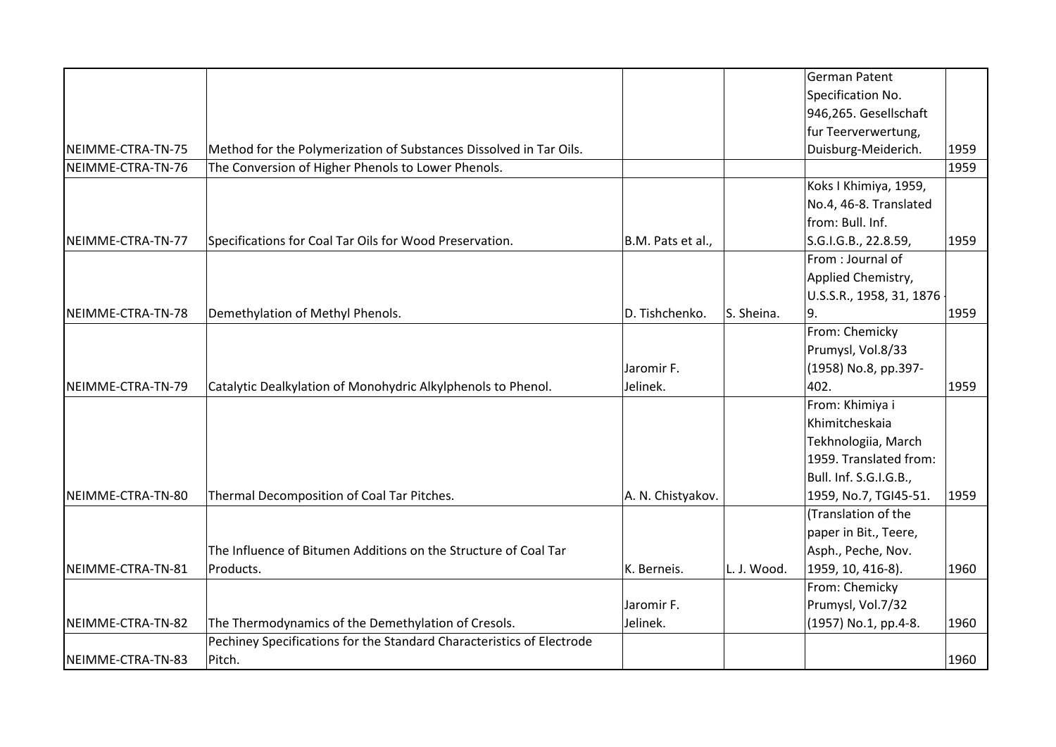| | | | | | |
|---|---|---|---|---|---|
| NEIMME-CTRA-TN-75 | Method for the Polymerization of Substances Dissolved in Tar Oils. | | | German Patent Specification No. 946,265. Gesellschaft fur Teerverwertung, Duisburg-Meiderich. | 1959 |
| NEIMME-CTRA-TN-76 | The Conversion of Higher Phenols to Lower Phenols. | | | | 1959 |
| NEIMME-CTRA-TN-77 | Specifications for Coal Tar Oils for Wood Preservation. | B.M. Pats et al., | | Koks I Khimiya, 1959, No.4, 46-8. Translated from: Bull. Inf. S.G.I.G.B., 22.8.59, | 1959 |
| NEIMME-CTRA-TN-78 | Demethylation of Methyl Phenols. | D. Tishchenko. | S. Sheina. | From : Journal of Applied Chemistry, U.S.S.R., 1958, 31, 1876-9. | 1959 |
| NEIMME-CTRA-TN-79 | Catalytic Dealkylation of Monohydric Alkylphenols to Phenol. | Jaromir F. Jelinek. | | From: Chemicky Prumysl, Vol.8/33 (1958) No.8, pp.397-402. | 1959 |
| NEIMME-CTRA-TN-80 | Thermal Decomposition of Coal Tar Pitches. | A. N. Chistyakov. | | From: Khimiya i Khimitcheskaia Tekhnologiia, March 1959. Translated from: Bull. Inf. S.G.I.G.B., 1959, No.7, TGI45-51. | 1959 |
| NEIMME-CTRA-TN-81 | The Influence of Bitumen Additions on the Structure of Coal Tar Products. | K. Berneis. | L. J. Wood. | (Translation of the paper in Bit., Teere, Asph., Peche, Nov. 1959, 10, 416-8). | 1960 |
| NEIMME-CTRA-TN-82 | The Thermodynamics of the Demethylation of Cresols. | Jaromir F. Jelinek. | | From: Chemicky Prumysl, Vol.7/32 (1957) No.1, pp.4-8. | 1960 |
| NEIMME-CTRA-TN-83 | Pechiney Specifications for the Standard Characteristics of Electrode Pitch. | | | | 1960 |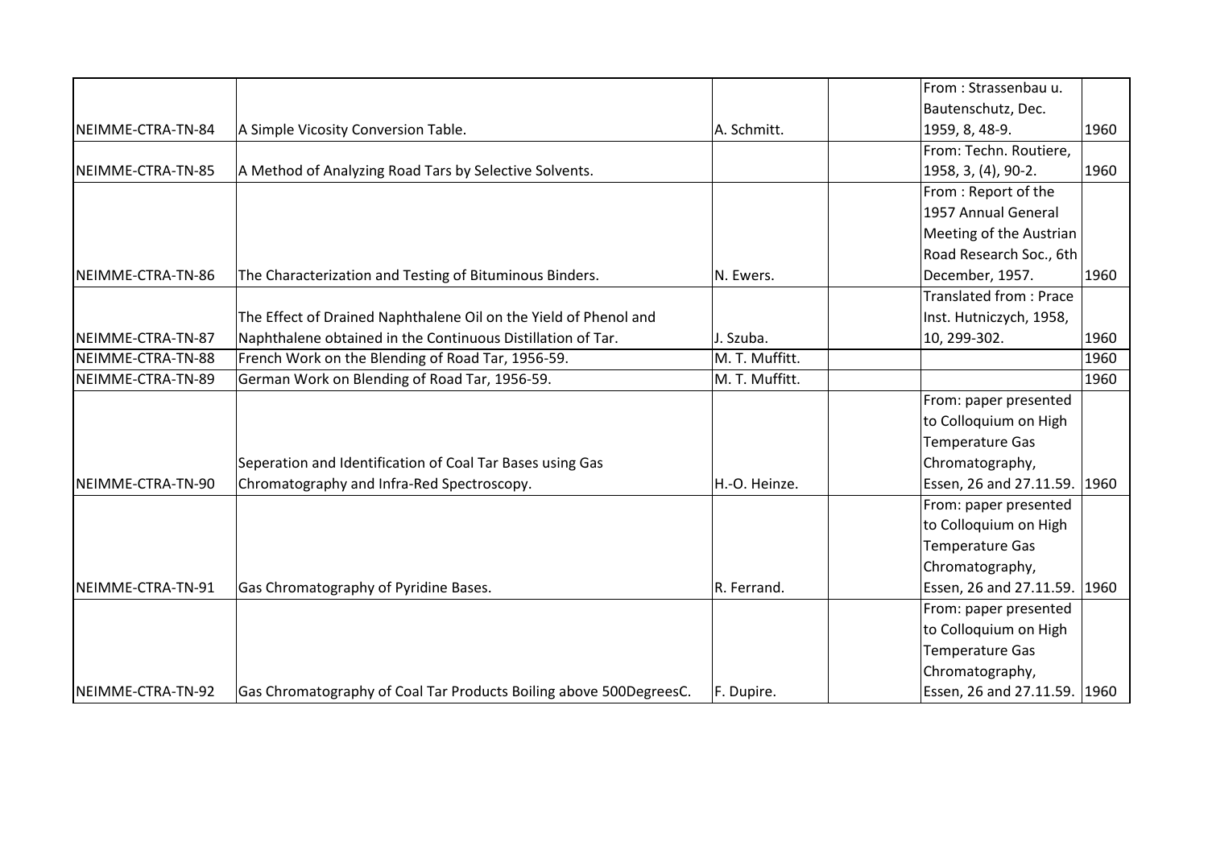| | | | | | |
|---|---|---|---|---|---|
| NEIMME-CTRA-TN-84 | A Simple Vicosity Conversion Table. | A. Schmitt. | | From : Strassenbau u. Bautenschutz, Dec. 1959, 8, 48-9. | 1960 |
| NEIMME-CTRA-TN-85 | A Method of Analyzing Road Tars by Selective Solvents. | | | From: Techn. Routiere, 1958, 3, (4), 90-2. | 1960 |
| NEIMME-CTRA-TN-86 | The Characterization and Testing of Bituminous Binders. | N. Ewers. | | From : Report of the 1957 Annual General Meeting of the Austrian Road Research Soc., 6th December, 1957. | 1960 |
| NEIMME-CTRA-TN-87 | The Effect of Drained Naphthalene Oil on the Yield of Phenol and Naphthalene obtained in the Continuous Distillation of Tar. | J. Szuba. | | Translated from : Prace Inst. Hutniczych, 1958, 10, 299-302. | 1960 |
| NEIMME-CTRA-TN-88 | French Work on the Blending of Road Tar, 1956-59. | M. T. Muffitt. | | | 1960 |
| NEIMME-CTRA-TN-89 | German Work on Blending of Road Tar, 1956-59. | M. T. Muffitt. | | | 1960 |
| NEIMME-CTRA-TN-90 | Seperation and Identification of Coal Tar Bases using Gas Chromatography and Infra-Red Spectroscopy. | H.-O. Heinze. | | From: paper presented to Colloquium on High Temperature Gas Chromatography, Essen, 26 and 27.11.59. | 1960 |
| NEIMME-CTRA-TN-91 | Gas Chromatography of Pyridine Bases. | R. Ferrand. | | From: paper presented to Colloquium on High Temperature Gas Chromatography, Essen, 26 and 27.11.59. | 1960 |
| NEIMME-CTRA-TN-92 | Gas Chromatography of Coal Tar Products Boiling above 500DegreesC. | F. Dupire. | | From: paper presented to Colloquium on High Temperature Gas Chromatography, Essen, 26 and 27.11.59. | 1960 |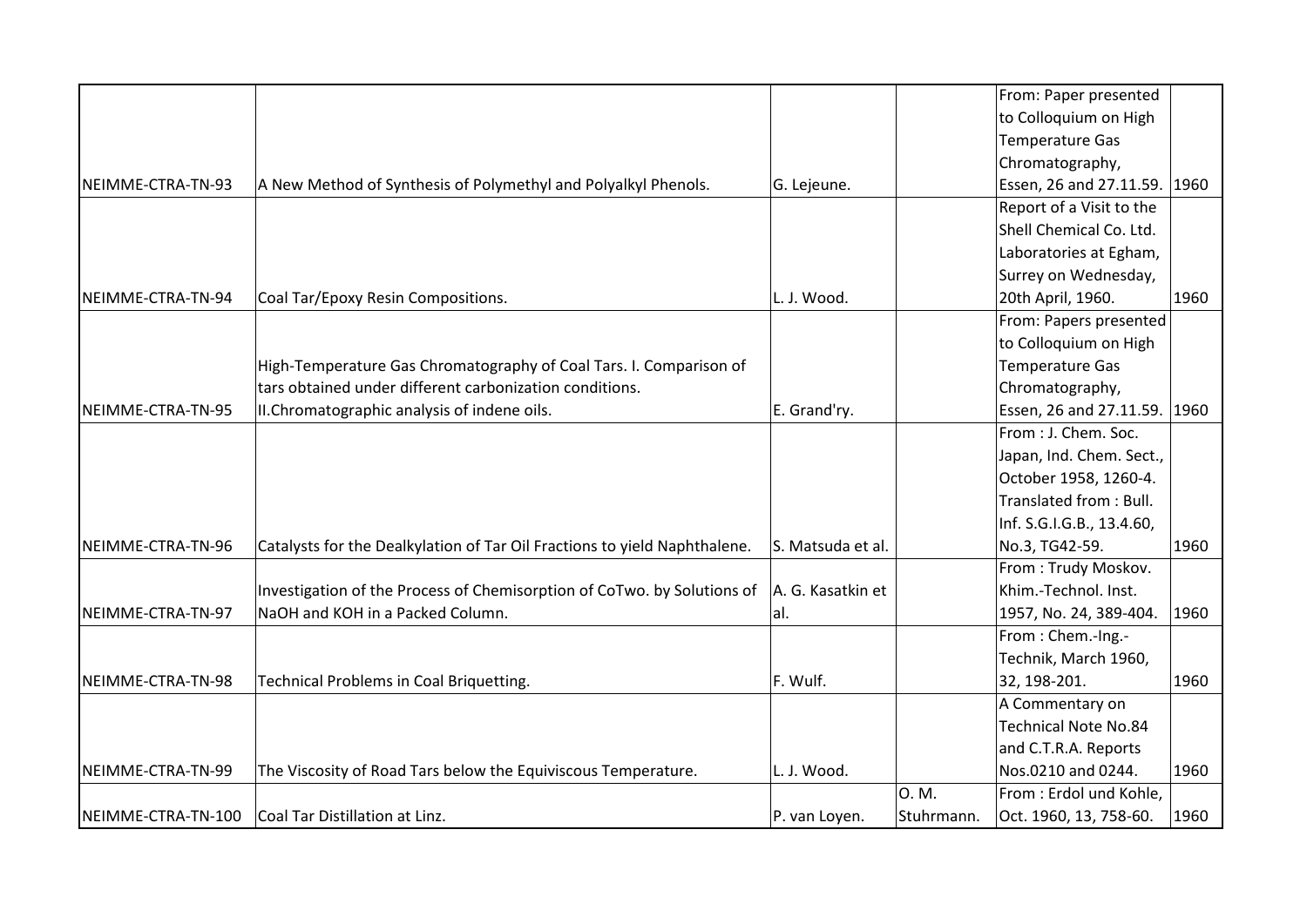| | | | | | |
|---|---|---|---|---|---|
| NEIMME-CTRA-TN-93 | A New Method of Synthesis of Polymethyl and Polyalkyl Phenols. | G. Lejeune. | | From: Paper presented to Colloquium on High Temperature Gas Chromatography, Essen, 26 and 27.11.59. | 1960 |
| NEIMME-CTRA-TN-94 | Coal Tar/Epoxy Resin Compositions. | L. J. Wood. | | Report of a Visit to the Shell Chemical Co. Ltd. Laboratories at Egham, Surrey on Wednesday, 20th April, 1960. | 1960 |
| NEIMME-CTRA-TN-95 | High-Temperature Gas Chromatography of Coal Tars. I. Comparison of tars obtained under different carbonization conditions. II.Chromatographic analysis of indene oils. | E. Grand'ry. | | From: Papers presented to Colloquium on High Temperature Gas Chromatography, Essen, 26 and 27.11.59. | 1960 |
| NEIMME-CTRA-TN-96 | Catalysts for the Dealkylation of Tar Oil Fractions to yield Naphthalene. | S. Matsuda et al. | | From : J. Chem. Soc. Japan, Ind. Chem. Sect., October 1958, 1260-4. Translated from : Bull. Inf. S.G.I.G.B., 13.4.60, No.3, TG42-59. | 1960 |
| NEIMME-CTRA-TN-97 | Investigation of the Process of Chemisorption of CoTwo. by Solutions of NaOH and KOH in a Packed Column. | A. G. Kasatkin et al. | | From : Trudy Moskov. Khim.-Technol. Inst. 1957, No. 24, 389-404. | 1960 |
| NEIMME-CTRA-TN-98 | Technical Problems in Coal Briquetting. | F. Wulf. | | From : Chem.-Ing.-Technik, March 1960, 32, 198-201. | 1960 |
| NEIMME-CTRA-TN-99 | The Viscosity of Road Tars below the Equiviscous Temperature. | L. J. Wood. | | A Commentary on Technical Note No.84 and C.T.R.A. Reports Nos.0210 and 0244. | 1960 |
| NEIMME-CTRA-TN-100 | Coal Tar Distillation at Linz. | P. van Loyen. | O. M. Stuhrmann. | From : Erdol und Kohle, Oct. 1960, 13, 758-60. | 1960 |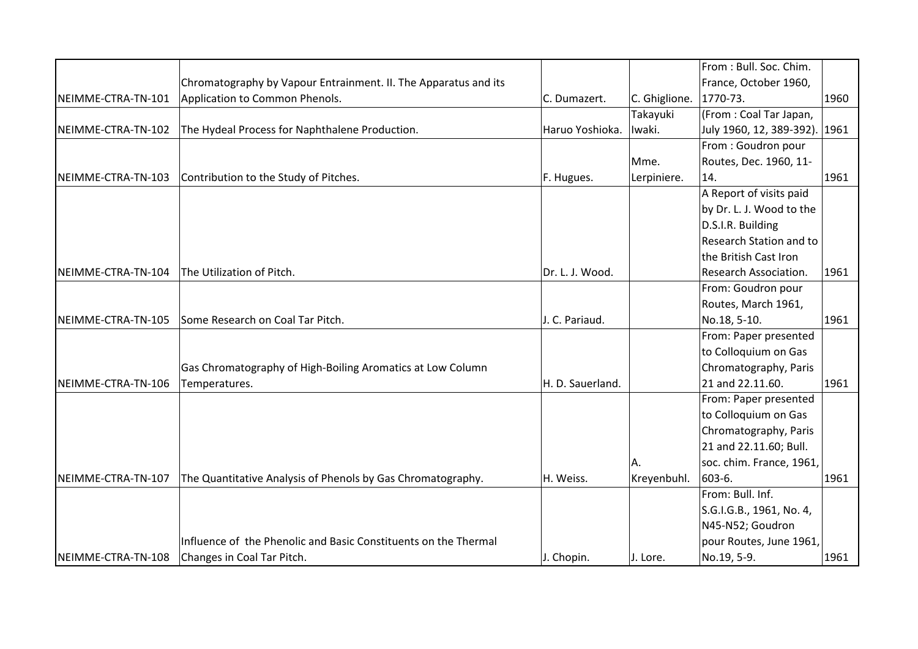| | | | | | |
|---|---|---|---|---|---|
| NEIMME-CTRA-TN-101 | Chromatography by Vapour Entrainment. II. The Apparatus and its Application to Common Phenols. | C. Dumazert. | C. Ghiglione. | From : Bull. Soc. Chim. France, October 1960, 1770-73. | 1960 |
| NEIMME-CTRA-TN-102 | The Hydeal Process for Naphthalene Production. | Haruo Yoshioka. | Takayuki Iwaki. | (From : Coal Tar Japan, July 1960, 12, 389-392). | 1961 |
| NEIMME-CTRA-TN-103 | Contribution to the Study of Pitches. | F. Hugues. | Mme. Lerpiniere. | From : Goudron pour Routes, Dec. 1960, 11-14. | 1961 |
| NEIMME-CTRA-TN-104 | The Utilization of Pitch. | Dr. L. J. Wood. | | A Report of visits paid by Dr. L. J. Wood to the D.S.I.R. Building Research Station and to the British Cast Iron Research Association. | 1961 |
| NEIMME-CTRA-TN-105 | Some Research on Coal Tar Pitch. | J. C. Pariaud. | | From: Goudron pour Routes, March 1961, No.18, 5-10. | 1961 |
| NEIMME-CTRA-TN-106 | Gas Chromatography of High-Boiling Aromatics at Low Column Temperatures. | H. D. Sauerland. | | From: Paper presented to Colloquium on Gas Chromatography, Paris 21 and 22.11.60. | 1961 |
| NEIMME-CTRA-TN-107 | The Quantitative Analysis of Phenols by Gas Chromatography. | H. Weiss. | A. Kreyenbuhl. | From: Paper presented to Colloquium on Gas Chromatography, Paris 21 and 22.11.60; Bull. soc. chim. France, 1961, 603-6. | 1961 |
| NEIMME-CTRA-TN-108 | Influence of the Phenolic and Basic Constituents on the Thermal Changes in Coal Tar Pitch. | J. Chopin. | J. Lore. | From: Bull. Inf. S.G.I.G.B., 1961, No. 4, N45-N52; Goudron pour Routes, June 1961, No.19, 5-9. | 1961 |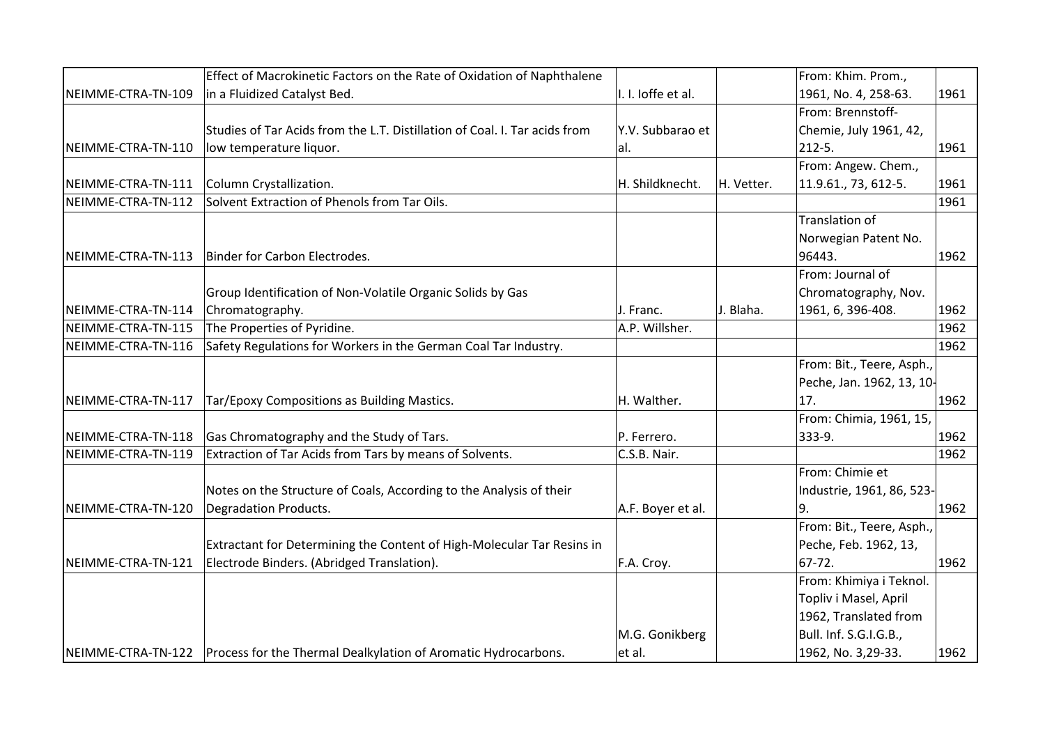| | | | | | |
|---|---|---|---|---|---|
| NEIMME-CTRA-TN-109 | Effect of Macrokinetic Factors on the Rate of Oxidation of Naphthalene in a Fluidized Catalyst Bed. | I. I. Ioffe et al. | | From: Khim. Prom., 1961, No. 4, 258-63. | 1961 |
| NEIMME-CTRA-TN-110 | Studies of Tar Acids from the L.T. Distillation of Coal. I. Tar acids from low temperature liquor. | Y.V. Subbarao et al. | | From: Brennstoff-Chemie, July 1961, 42, 212-5. | 1961 |
| NEIMME-CTRA-TN-111 | Column Crystallization. | H. Shildknecht. | H. Vetter. | From: Angew. Chem., 11.9.61., 73, 612-5. | 1961 |
| NEIMME-CTRA-TN-112 | Solvent Extraction of Phenols from Tar Oils. | | | | 1961 |
| NEIMME-CTRA-TN-113 | Binder for Carbon Electrodes. | | | Translation of Norwegian Patent No. 96443. | 1962 |
| NEIMME-CTRA-TN-114 | Group Identification of Non-Volatile Organic Solids by Gas Chromatography. | J. Franc. | J. Blaha. | From: Journal of Chromatography, Nov. 1961, 6, 396-408. | 1962 |
| NEIMME-CTRA-TN-115 | The Properties of Pyridine. | A.P. Willsher. | | | 1962 |
| NEIMME-CTRA-TN-116 | Safety Regulations for Workers in the German Coal Tar Industry. | | | | 1962 |
| NEIMME-CTRA-TN-117 | Tar/Epoxy Compositions as Building Mastics. | H. Walther. | | From: Bit., Teere, Asph., Peche, Jan. 1962, 13, 10-17. | 1962 |
| NEIMME-CTRA-TN-118 | Gas Chromatography and the Study of Tars. | P. Ferrero. | | From: Chimia, 1961, 15, 333-9. | 1962 |
| NEIMME-CTRA-TN-119 | Extraction of Tar Acids from Tars by means of Solvents. | C.S.B. Nair. | | | 1962 |
| NEIMME-CTRA-TN-120 | Notes on the Structure of Coals, According to the Analysis of their Degradation Products. | A.F. Boyer et al. | | From: Chimie et Industrie, 1961, 86, 523-9. | 1962 |
| NEIMME-CTRA-TN-121 | Extractant for Determining the Content of High-Molecular Tar Resins in Electrode Binders. (Abridged Translation). | F.A. Croy. | | From: Bit., Teere, Asph., Peche, Feb. 1962, 13, 67-72. | 1962 |
| NEIMME-CTRA-TN-122 | Process for the Thermal Dealkylation of Aromatic Hydrocarbons. | M.G. Gonikberg et al. | | From: Khimiya i Teknol. Topliv i Masel, April 1962, Translated from Bull. Inf. S.G.I.G.B., 1962, No. 3,29-33. | 1962 |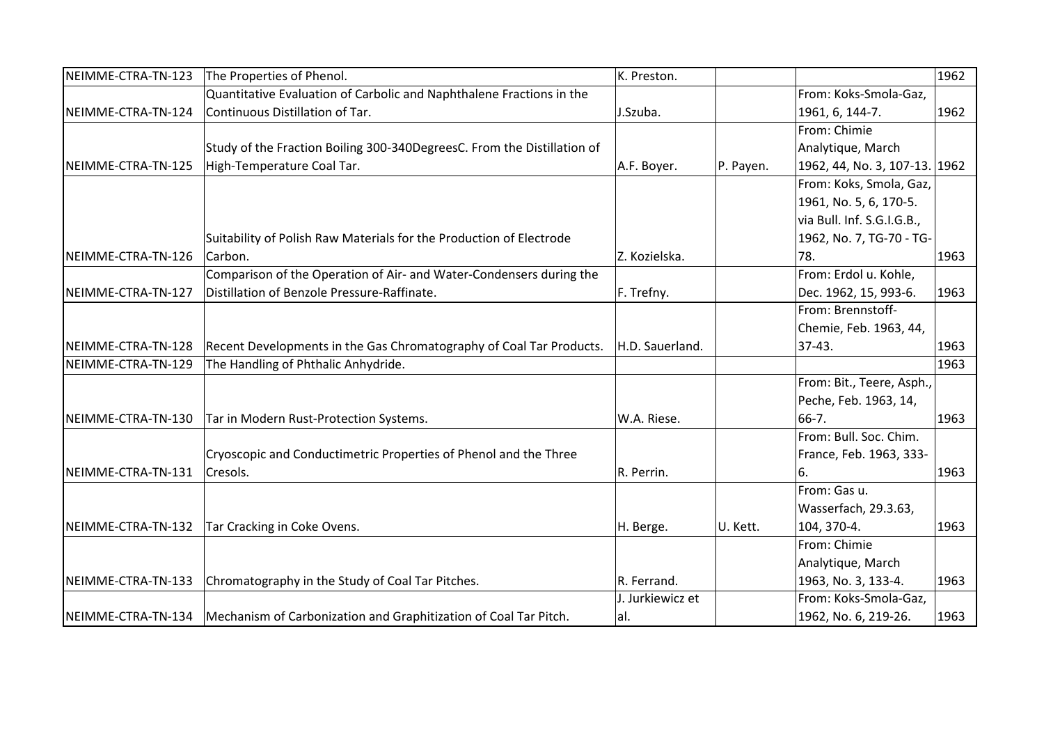| | | | | | |
|---|---|---|---|---|---|
| NEIMME-CTRA-TN-123 | The Properties of Phenol. | K. Preston. | | | 1962 |
| NEIMME-CTRA-TN-124 | Quantitative Evaluation of Carbolic and Naphthalene Fractions in the Continuous Distillation of Tar. | J.Szuba. | | From: Koks-Smola-Gaz, 1961, 6, 144-7. | 1962 |
| NEIMME-CTRA-TN-125 | Study of the Fraction Boiling 300-340DegreesC. From the Distillation of High-Temperature Coal Tar. | A.F. Boyer. | P. Payen. | From: Chimie Analytique, March 1962, 44, No. 3, 107-13. | 1962 |
| NEIMME-CTRA-TN-126 | Suitability of Polish Raw Materials for the Production of Electrode Carbon. | Z. Kozielska. | | From: Koks, Smola, Gaz, 1961, No. 5, 6, 170-5. via Bull. Inf. S.G.I.G.B., 1962, No. 7, TG-70 - TG-78. | 1963 |
| NEIMME-CTRA-TN-127 | Comparison of the Operation of Air- and Water-Condensers during the Distillation of Benzole Pressure-Raffinate. | F. Trefny. | | From: Erdol u. Kohle, Dec. 1962, 15, 993-6. | 1963 |
| NEIMME-CTRA-TN-128 | Recent Developments in the Gas Chromatography of Coal Tar Products. | H.D. Sauerland. | | From: Brennstoff-Chemie, Feb. 1963, 44, 37-43. | 1963 |
| NEIMME-CTRA-TN-129 | The Handling of Phthalic Anhydride. | | | | 1963 |
| NEIMME-CTRA-TN-130 | Tar in Modern Rust-Protection Systems. | W.A. Riese. | | From: Bit., Teere, Asph., Peche, Feb. 1963, 14, 66-7. | 1963 |
| NEIMME-CTRA-TN-131 | Cryoscopic and Conductimetric Properties of Phenol and the Three Cresols. | R. Perrin. | | From: Bull. Soc. Chim. France, Feb. 1963, 333-6. | 1963 |
| NEIMME-CTRA-TN-132 | Tar Cracking in Coke Ovens. | H. Berge. | U. Kett. | From: Gas u. Wasserfach, 29.3.63, 104, 370-4. | 1963 |
| NEIMME-CTRA-TN-133 | Chromatography in the Study of Coal Tar Pitches. | R. Ferrand. | | From: Chimie Analytique, March 1963, No. 3, 133-4. | 1963 |
| NEIMME-CTRA-TN-134 | Mechanism of Carbonization and Graphitization of Coal Tar Pitch. | J. Jurkiewicz et al. | | From: Koks-Smola-Gaz, 1962, No. 6, 219-26. | 1963 |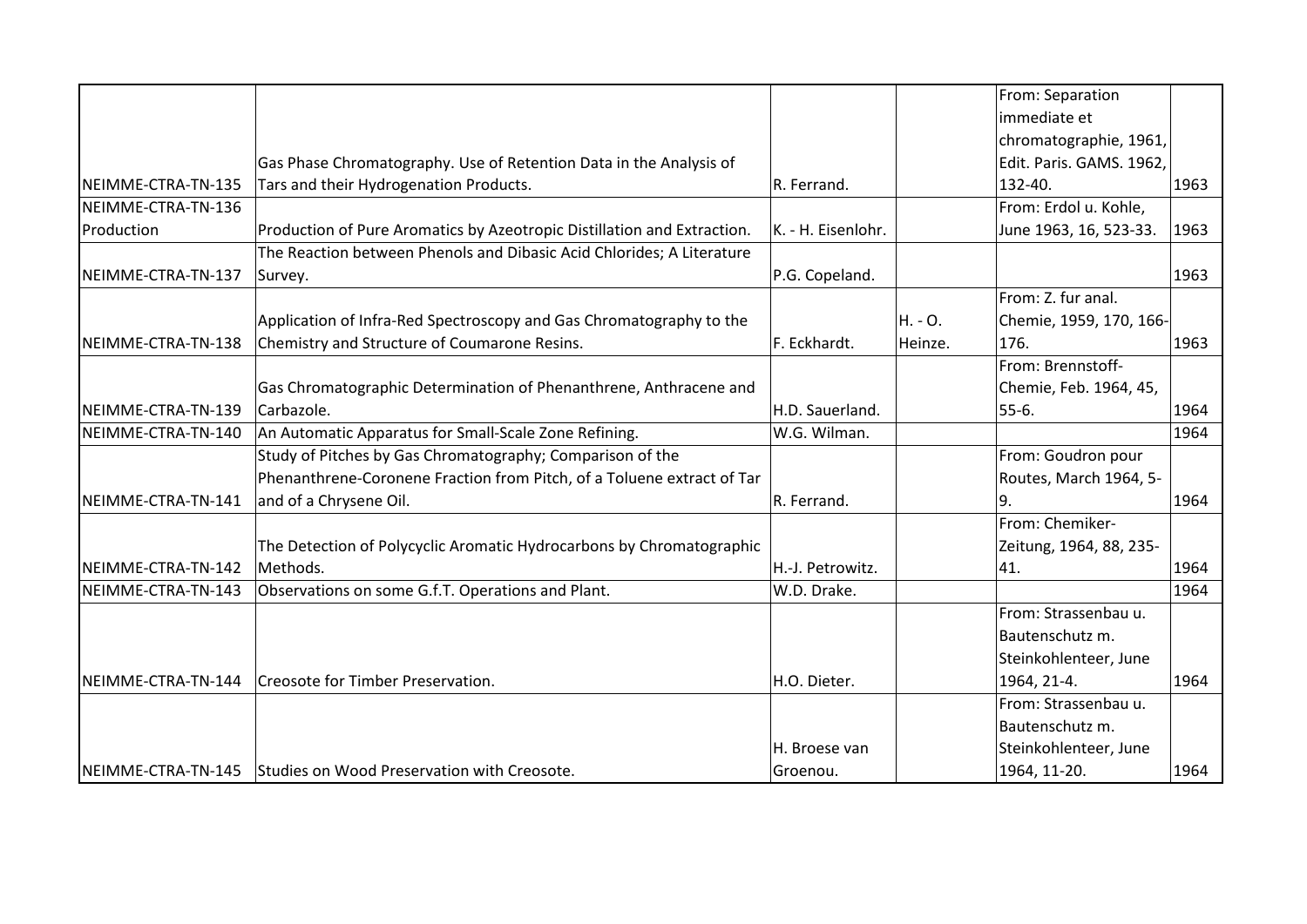| | | | | | |
|---|---|---|---|---|---|
| NEIMME-CTRA-TN-135 | Gas Phase Chromatography. Use of Retention Data in the Analysis of Tars and their Hydrogenation Products. | R. Ferrand. | | From: Separation immediate et chromatographie, 1961, Edit. Paris. GAMS. 1962, 132-40. | 1963 |
| NEIMME-CTRA-TN-136 Production | Production of Pure Aromatics by Azeotropic Distillation and Extraction. | K. - H. Eisenlohr. | | From: Erdol u. Kohle, June 1963, 16, 523-33. | 1963 |
| NEIMME-CTRA-TN-137 | The Reaction between Phenols and Dibasic Acid Chlorides; A Literature Survey. | P.G. Copeland. | | | 1963 |
| NEIMME-CTRA-TN-138 | Application of Infra-Red Spectroscopy and Gas Chromatography to the Chemistry and Structure of Coumarone Resins. | F. Eckhardt. | H. - O. Heinze. | From: Z. fur anal. Chemie, 1959, 170, 166-176. | 1963 |
| NEIMME-CTRA-TN-139 | Gas Chromatographic Determination of Phenanthrene, Anthracene and Carbazole. | H.D. Sauerland. | | From: Brennstoff-Chemie, Feb. 1964, 45, 55-6. | 1964 |
| NEIMME-CTRA-TN-140 | An Automatic Apparatus for Small-Scale Zone Refining. | W.G. Wilman. | | | 1964 |
| NEIMME-CTRA-TN-141 | Study of Pitches by Gas Chromatography; Comparison of the Phenanthrene-Coronene Fraction from Pitch, of a Toluene extract of Tar and of a Chrysene Oil. | R. Ferrand. | | From: Goudron pour Routes, March 1964, 5-9. | 1964 |
| NEIMME-CTRA-TN-142 | The Detection of Polycyclic Aromatic Hydrocarbons by Chromatographic Methods. | H.-J. Petrowitz. | | From: Chemiker-Zeitung, 1964, 88, 235-41. | 1964 |
| NEIMME-CTRA-TN-143 | Observations on some G.f.T. Operations and Plant. | W.D. Drake. | | | 1964 |
| NEIMME-CTRA-TN-144 | Creosote for Timber Preservation. | H.O. Dieter. | | From: Strassenbau u. Bautenschutz m. Steinkohlenteer, June 1964, 21-4. | 1964 |
| NEIMME-CTRA-TN-145 | Studies on Wood Preservation with Creosote. | H. Broese van Groenou. | | From: Strassenbau u. Bautenschutz m. Steinkohlenteer, June 1964, 11-20. | 1964 |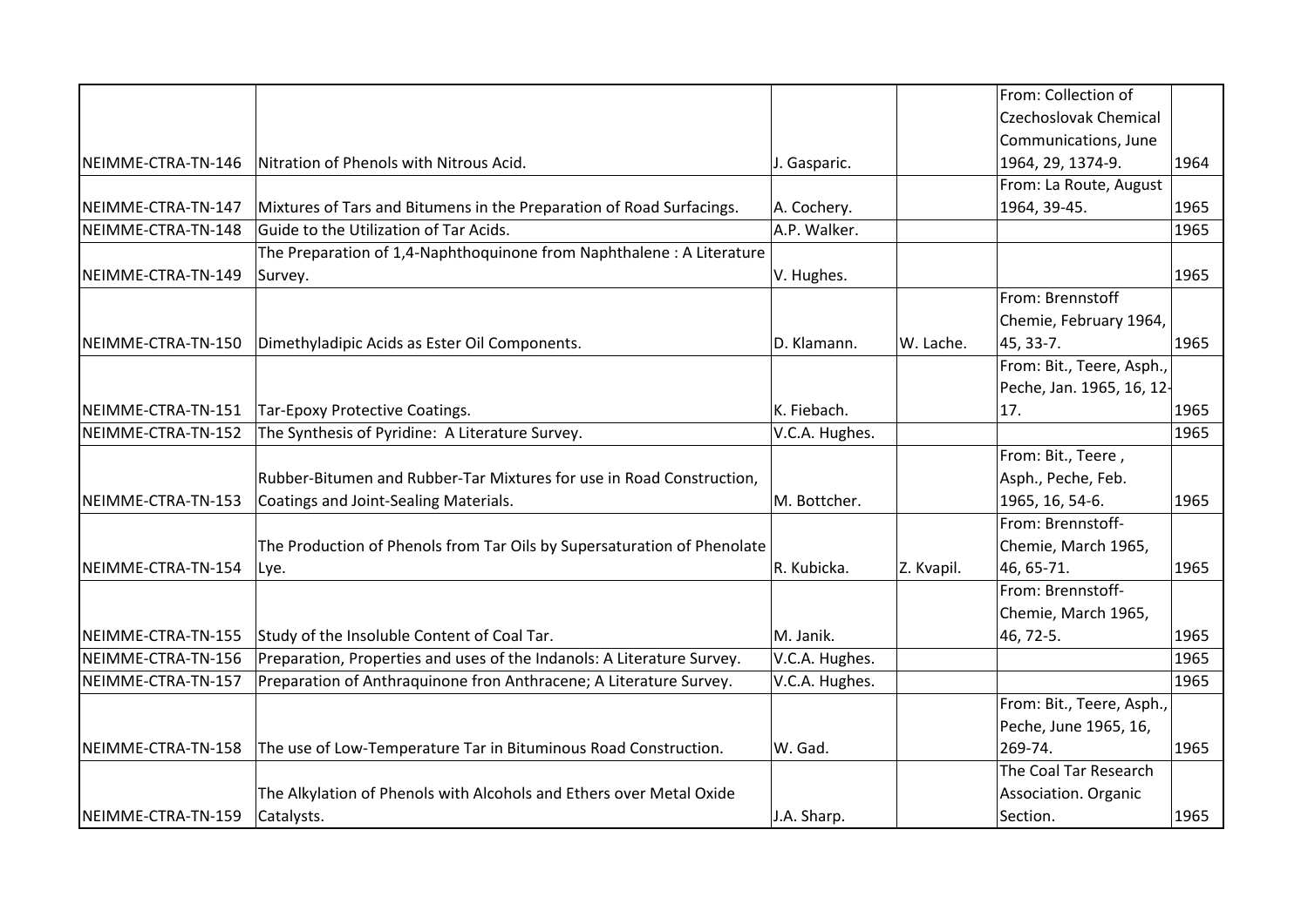| | | | | | |
|---|---|---|---|---|---|
| NEIMME-CTRA-TN-146 | Nitration of Phenols with Nitrous Acid. | J. Gasparic. | | From: Collection of Czechoslovak Chemical Communications, June 1964, 29, 1374-9. | 1964 |
| NEIMME-CTRA-TN-147 | Mixtures of Tars and Bitumens in the Preparation of Road Surfacings. | A. Cochery. | | From: La Route, August 1964, 39-45. | 1965 |
| NEIMME-CTRA-TN-148 | Guide to the Utilization of Tar Acids. | A.P. Walker. | | | 1965 |
| NEIMME-CTRA-TN-149 | The Preparation of 1,4-Naphthoquinone from Naphthalene : A Literature Survey. | V. Hughes. | | | 1965 |
| NEIMME-CTRA-TN-150 | Dimethyladipic Acids as Ester Oil Components. | D. Klamann. | W. Lache. | From: Brennstoff Chemie, February 1964, 45, 33-7. | 1965 |
| NEIMME-CTRA-TN-151 | Tar-Epoxy Protective Coatings. | K. Fiebach. | | From: Bit., Teere, Asph., Peche, Jan. 1965, 16, 12-17. | 1965 |
| NEIMME-CTRA-TN-152 | The Synthesis of Pyridine: A Literature Survey. | V.C.A. Hughes. | | | 1965 |
| NEIMME-CTRA-TN-153 | Rubber-Bitumen and Rubber-Tar Mixtures for use in Road Construction, Coatings and Joint-Sealing Materials. | M. Bottcher. | | From: Bit., Teere , Asph., Peche, Feb. 1965, 16, 54-6. | 1965 |
| NEIMME-CTRA-TN-154 | The Production of Phenols from Tar Oils by Supersaturation of Phenolate Lye. | R. Kubicka. | Z. Kvapil. | From: Brennstoff-Chemie, March 1965, 46, 65-71. | 1965 |
| NEIMME-CTRA-TN-155 | Study of the Insoluble Content of Coal Tar. | M. Janik. | | From: Brennstoff-Chemie, March 1965, 46, 72-5. | 1965 |
| NEIMME-CTRA-TN-156 | Preparation, Properties and uses of the Indanols: A Literature Survey. | V.C.A. Hughes. | | | 1965 |
| NEIMME-CTRA-TN-157 | Preparation of Anthraquinone fron Anthracene; A Literature Survey. | V.C.A. Hughes. | | | 1965 |
| NEIMME-CTRA-TN-158 | The use of Low-Temperature Tar in Bituminous Road Construction. | W. Gad. | | From: Bit., Teere, Asph., Peche, June 1965, 16, 269-74. | 1965 |
| NEIMME-CTRA-TN-159 | The Alkylation of Phenols with Alcohols and Ethers over Metal Oxide Catalysts. | J.A. Sharp. | | The Coal Tar Research Association. Organic Section. | 1965 |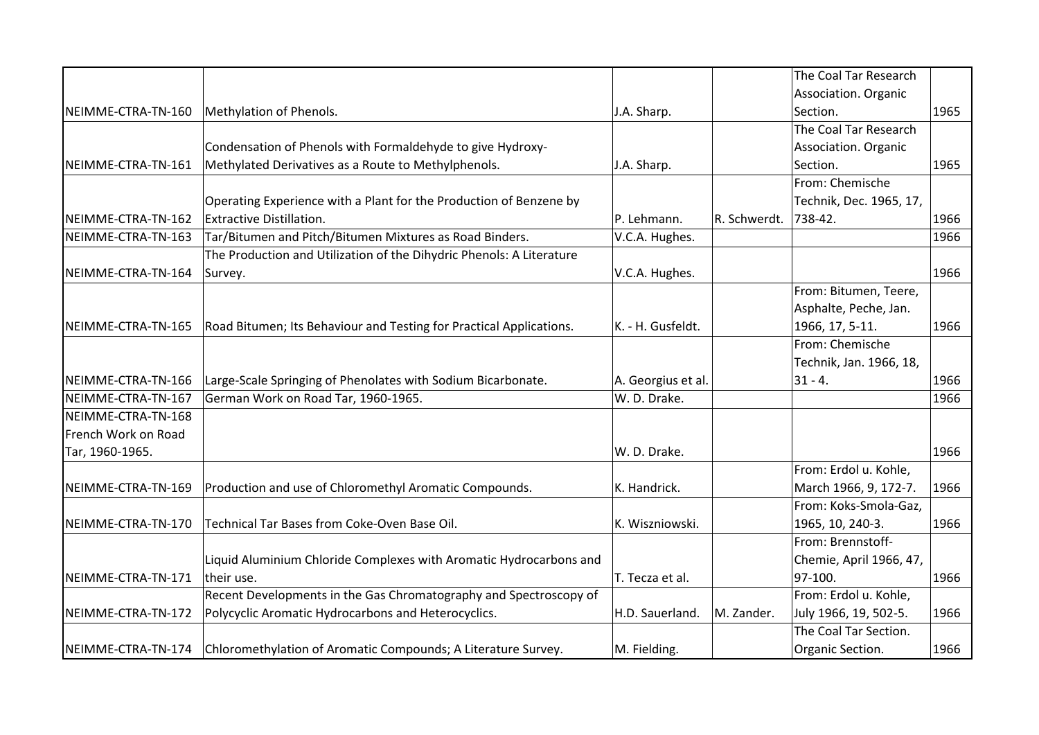| | | | | | |
|---|---|---|---|---|---|
| NEIMME-CTRA-TN-160 | Methylation of Phenols. | J.A. Sharp. | | The Coal Tar Research Association. Organic Section. | 1965 |
| NEIMME-CTRA-TN-161 | Condensation of Phenols with Formaldehyde to give Hydroxy-Methylated Derivatives as a Route to Methylphenols. | J.A. Sharp. | | The Coal Tar Research Association. Organic Section. | 1965 |
| NEIMME-CTRA-TN-162 | Operating Experience with a Plant for the Production of Benzene by Extractive Distillation. | P. Lehmann. | R. Schwerdt. | From: Chemische Technik, Dec. 1965, 17, 738-42. | 1966 |
| NEIMME-CTRA-TN-163 | Tar/Bitumen and Pitch/Bitumen Mixtures as Road Binders. | V.C.A. Hughes. | | | 1966 |
| NEIMME-CTRA-TN-164 | The Production and Utilization of the Dihydric Phenols: A Literature Survey. | V.C.A. Hughes. | | | 1966 |
| NEIMME-CTRA-TN-165 | Road Bitumen; Its Behaviour and Testing for Practical Applications. | K. - H. Gusfeldt. | | From: Bitumen, Teere, Asphalte, Peche, Jan. 1966, 17, 5-11. | 1966 |
| NEIMME-CTRA-TN-166 | Large-Scale Springing of Phenolates with Sodium Bicarbonate. | A. Georgius et al. | | From: Chemische Technik, Jan. 1966, 18, 31 - 4. | 1966 |
| NEIMME-CTRA-TN-167 | German Work on Road Tar, 1960-1965. | W. D. Drake. | | | 1966 |
| NEIMME-CTRA-TN-168 French Work on Road Tar, 1960-1965. | | W. D. Drake. | | | 1966 |
| NEIMME-CTRA-TN-169 | Production and use of Chloromethyl Aromatic Compounds. | K. Handrick. | | From: Erdol u. Kohle, March 1966, 9, 172-7. | 1966 |
| NEIMME-CTRA-TN-170 | Technical Tar Bases from Coke-Oven Base Oil. | K. Wiszniowski. | | From: Koks-Smola-Gaz, 1965, 10, 240-3. | 1966 |
| NEIMME-CTRA-TN-171 | Liquid Aluminium Chloride Complexes with Aromatic Hydrocarbons and their use. | T. Tecza et al. | | From: Brennstoff-Chemie, April 1966, 47, 97-100. | 1966 |
| NEIMME-CTRA-TN-172 | Recent Developments in the Gas Chromatography and Spectroscopy of Polycyclic Aromatic Hydrocarbons and Heterocyclics. | H.D. Sauerland. | M. Zander. | From: Erdol u. Kohle, July 1966, 19, 502-5. | 1966 |
| NEIMME-CTRA-TN-174 | Chloromethylation of Aromatic Compounds; A Literature Survey. | M. Fielding. | | The Coal Tar Section. Organic Section. | 1966 |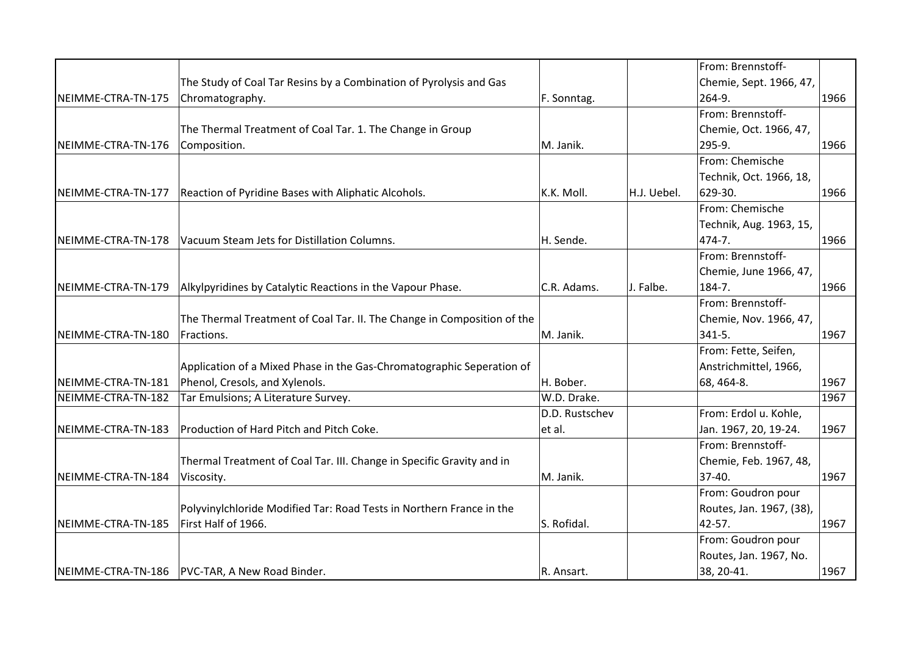| | | | | | |
|---|---|---|---|---|---|
| NEIMME-CTRA-TN-175 | The Study of Coal Tar Resins by a Combination of Pyrolysis and Gas Chromatography. | F. Sonntag. | | From: Brennstoff-Chemie, Sept. 1966, 47, 264-9. | 1966 |
| NEIMME-CTRA-TN-176 | The Thermal Treatment of Coal Tar. 1. The Change in Group Composition. | M. Janik. | | From: Brennstoff-Chemie, Oct. 1966, 47, 295-9. | 1966 |
| NEIMME-CTRA-TN-177 | Reaction of Pyridine Bases with Aliphatic Alcohols. | K.K. Moll. | H.J. Uebel. | From: Chemische Technik, Oct. 1966, 18, 629-30. | 1966 |
| NEIMME-CTRA-TN-178 | Vacuum Steam Jets for Distillation Columns. | H. Sende. | | From: Chemische Technik, Aug. 1963, 15, 474-7. | 1966 |
| NEIMME-CTRA-TN-179 | Alkylpyridines by Catalytic Reactions in the Vapour Phase. | C.R. Adams. | J. Falbe. | From: Brennstoff-Chemie, June 1966, 47, 184-7. | 1966 |
| NEIMME-CTRA-TN-180 | The Thermal Treatment of Coal Tar. II. The Change in Composition of the Fractions. | M. Janik. | | From: Brennstoff-Chemie, Nov. 1966, 47, 341-5. | 1967 |
| NEIMME-CTRA-TN-181 | Application of a Mixed Phase in the Gas-Chromatographic Seperation of Phenol, Cresols, and Xylenols. | H. Bober. | | From: Fette, Seifen, Anstrichmittel, 1966, 68, 464-8. | 1967 |
| NEIMME-CTRA-TN-182 | Tar Emulsions; A Literature Survey. | W.D. Drake. | | | 1967 |
| NEIMME-CTRA-TN-183 | Production of Hard Pitch and Pitch Coke. | D.D. Rustschev et al. | | From: Erdol u. Kohle, Jan. 1967, 20, 19-24. | 1967 |
| NEIMME-CTRA-TN-184 | Thermal Treatment of Coal Tar. III. Change in Specific Gravity and in Viscosity. | M. Janik. | | From: Brennstoff-Chemie, Feb. 1967, 48, 37-40. | 1967 |
| NEIMME-CTRA-TN-185 | Polyvinylchloride Modified Tar: Road Tests in Northern France in the First Half of 1966. | S. Rofidal. | | From: Goudron pour Routes, Jan. 1967, (38), 42-57. | 1967 |
| NEIMME-CTRA-TN-186 | PVC-TAR, A New Road Binder. | R. Ansart. | | From: Goudron pour Routes, Jan. 1967, No. 38, 20-41. | 1967 |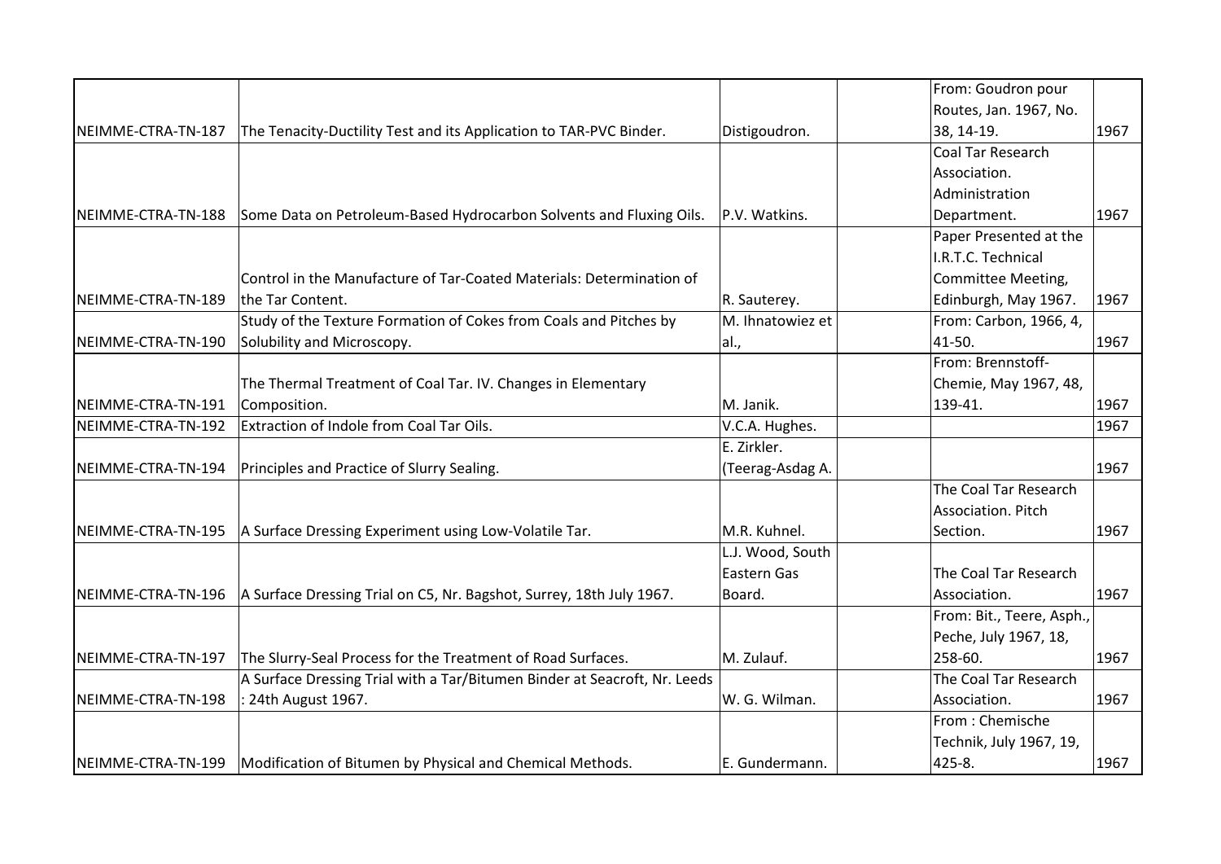| | | | | | |
|---|---|---|---|---|---|
| NEIMME-CTRA-TN-187 | The Tenacity-Ductility Test and its Application to TAR-PVC Binder. | Distigoudron. | | From: Goudron pour Routes, Jan. 1967, No. 38, 14-19. | 1967 |
| NEIMME-CTRA-TN-188 | Some Data on Petroleum-Based Hydrocarbon Solvents and Fluxing Oils. | P.V. Watkins. | | Coal Tar Research Association. Administration Department. | 1967 |
| NEIMME-CTRA-TN-189 | Control in the Manufacture of Tar-Coated Materials: Determination of the Tar Content. | R. Sauterey. | | Paper Presented at the I.R.T.C. Technical Committee Meeting, Edinburgh, May 1967. | 1967 |
| NEIMME-CTRA-TN-190 | Study of the Texture Formation of Cokes from Coals and Pitches by Solubility and Microscopy. | M. Ihnatowiez et al., | | From: Carbon, 1966, 4, 41-50. | 1967 |
| NEIMME-CTRA-TN-191 | The Thermal Treatment of Coal Tar. IV. Changes in Elementary Composition. | M. Janik. | | From: Brennstoff-Chemie, May 1967, 48, 139-41. | 1967 |
| NEIMME-CTRA-TN-192 | Extraction of Indole from Coal Tar Oils. | V.C.A. Hughes. | | | 1967 |
| NEIMME-CTRA-TN-194 | Principles and Practice of Slurry Sealing. | E. Zirkler. (Teerag-Asdag A. | | | 1967 |
| NEIMME-CTRA-TN-195 | A Surface Dressing Experiment using Low-Volatile Tar. | M.R. Kuhnel. | | The Coal Tar Research Association. Pitch Section. | 1967 |
| NEIMME-CTRA-TN-196 | A Surface Dressing Trial on C5, Nr. Bagshot, Surrey, 18th July 1967. | L.J. Wood, South Eastern Gas Board. | | The Coal Tar Research Association. | 1967 |
| NEIMME-CTRA-TN-197 | The Slurry-Seal Process for the Treatment of Road Surfaces. | M. Zulauf. | | From: Bit., Teere, Asph., Peche, July 1967, 18, 258-60. | 1967 |
| NEIMME-CTRA-TN-198 | A Surface Dressing Trial with a Tar/Bitumen Binder at Seacroft, Nr. Leeds : 24th August 1967. | W. G. Wilman. | | The Coal Tar Research Association. | 1967 |
| NEIMME-CTRA-TN-199 | Modification of Bitumen by Physical and Chemical Methods. | E. Gundermann. | | From : Chemische Technik, July 1967, 19, 425-8. | 1967 |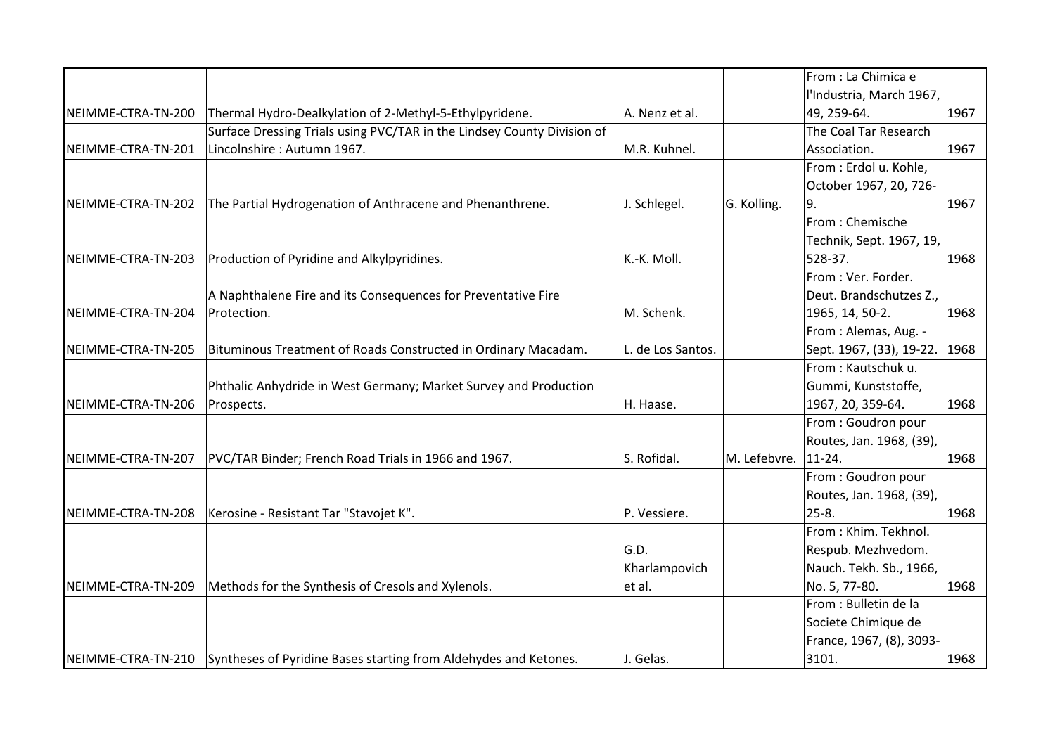| | | | | | |
|---|---|---|---|---|---|
| NEIMME-CTRA-TN-200 | Thermal Hydro-Dealkylation of 2-Methyl-5-Ethylpyridene. | A. Nenz et al. | | From : La Chimica e l'Industria, March 1967, 49, 259-64. | 1967 |
| NEIMME-CTRA-TN-201 | Surface Dressing Trials using PVC/TAR in the Lindsey County Division of Lincolnshire : Autumn 1967. | M.R. Kuhnel. | | The Coal Tar Research Association. | 1967 |
| NEIMME-CTRA-TN-202 | The Partial Hydrogenation of Anthracene and Phenanthrene. | J. Schlegel. | G. Kolling. | From : Erdol u. Kohle, October 1967, 20, 726-9. | 1967 |
| NEIMME-CTRA-TN-203 | Production of Pyridine and Alkylpyridines. | K.-K. Moll. | | From : Chemische Technik, Sept. 1967, 19, 528-37. | 1968 |
| NEIMME-CTRA-TN-204 | A Naphthalene Fire and its Consequences for Preventative Fire Protection. | M. Schenk. | | From : Ver. Forder. Deut. Brandschutzes Z., 1965, 14, 50-2. | 1968 |
| NEIMME-CTRA-TN-205 | Bituminous Treatment of Roads Constructed in Ordinary Macadam. | L. de Los Santos. | | From : Alemas, Aug. - Sept. 1967, (33), 19-22. | 1968 |
| NEIMME-CTRA-TN-206 | Phthalic Anhydride in West Germany; Market Survey and Production Prospects. | H. Haase. | | From : Kautschuk u. Gummi, Kunststoffe, 1967, 20, 359-64. | 1968 |
| NEIMME-CTRA-TN-207 | PVC/TAR Binder; French Road Trials in 1966 and 1967. | S. Rofidal. | M. Lefebvre. | From : Goudron pour Routes, Jan. 1968, (39), 11-24. | 1968 |
| NEIMME-CTRA-TN-208 | Kerosine - Resistant Tar "Stavojet K". | P. Vessiere. | | From : Goudron pour Routes, Jan. 1968, (39), 25-8. | 1968 |
| NEIMME-CTRA-TN-209 | Methods for the Synthesis of Cresols and Xylenols. | G.D. Kharlampovich et al. | | From : Khim. Tekhnol. Respub. Mezhvedom. Nauch. Tekh. Sb., 1966, No. 5, 77-80. | 1968 |
| NEIMME-CTRA-TN-210 | Syntheses of Pyridine Bases starting from Aldehydes and Ketones. | J. Gelas. | | From : Bulletin de la Societe Chimique de France, 1967, (8), 3093-3101. | 1968 |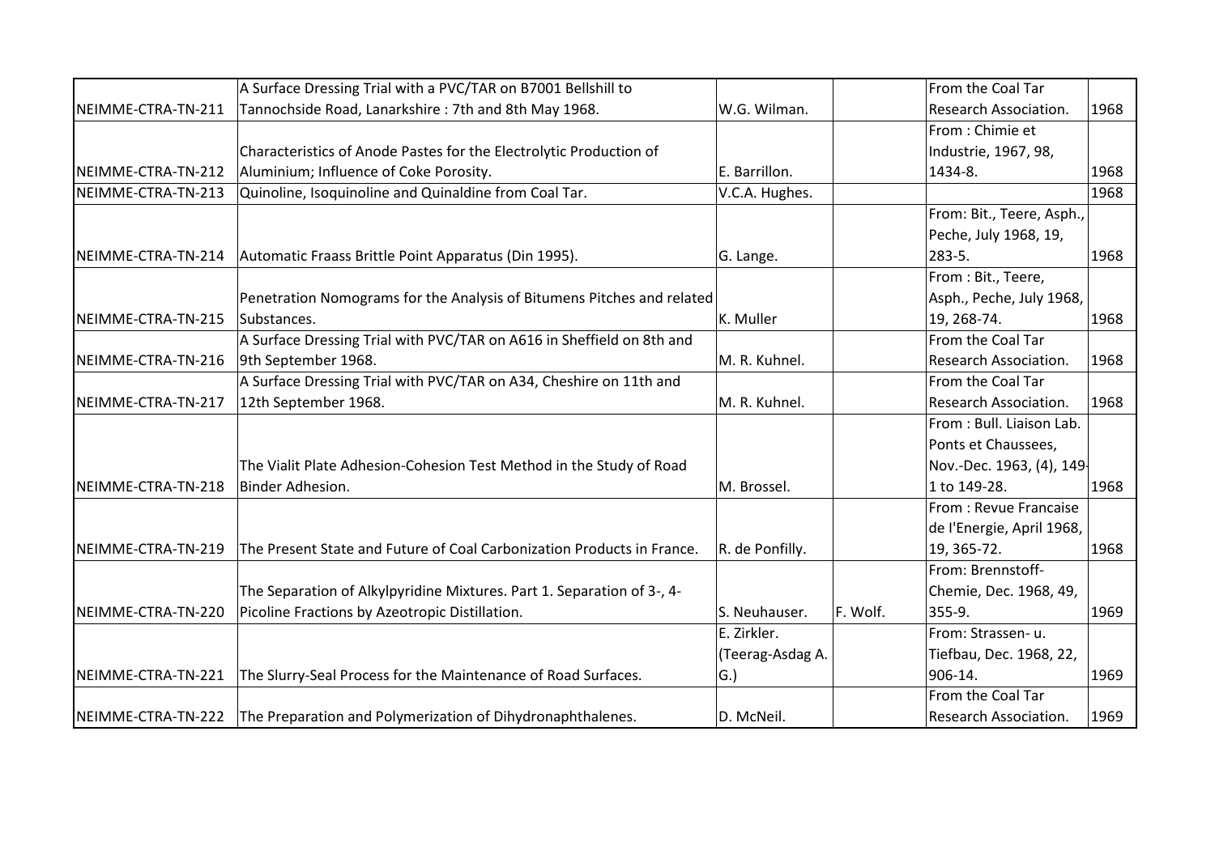| | | | | | |
|---|---|---|---|---|---|
| NEIMME-CTRA-TN-211 | A Surface Dressing Trial with a PVC/TAR on B7001 Bellshill to Tannochside Road, Lanarkshire : 7th and 8th May 1968. | W.G. Wilman. | | From the Coal Tar Research Association. | 1968 |
| NEIMME-CTRA-TN-212 | Characteristics of Anode Pastes for the Electrolytic Production of Aluminium; Influence of Coke Porosity. | E. Barrillon. | | From : Chimie et Industrie, 1967, 98, 1434-8. | 1968 |
| NEIMME-CTRA-TN-213 | Quinoline, Isoquinoline and Quinaldine from Coal Tar. | V.C.A. Hughes. | | | 1968 |
| NEIMME-CTRA-TN-214 | Automatic Fraass Brittle Point Apparatus (Din 1995). | G. Lange. | | From: Bit., Teere, Asph., Peche, July 1968, 19, 283-5. | 1968 |
| NEIMME-CTRA-TN-215 | Penetration Nomograms for the Analysis of Bitumens Pitches and related Substances. | K. Muller | | From : Bit., Teere, Asph., Peche, July 1968, 19, 268-74. | 1968 |
| NEIMME-CTRA-TN-216 | A Surface Dressing Trial with PVC/TAR on A616 in Sheffield on 8th and 9th September 1968. | M. R. Kuhnel. | | From the Coal Tar Research Association. | 1968 |
| NEIMME-CTRA-TN-217 | A Surface Dressing Trial with PVC/TAR on A34, Cheshire on 11th and 12th September 1968. | M. R. Kuhnel. | | From the Coal Tar Research Association. | 1968 |
| NEIMME-CTRA-TN-218 | The Vialit Plate Adhesion-Cohesion Test Method in the Study of Road Binder Adhesion. | M. Brossel. | | From : Bull. Liaison Lab. Ponts et Chaussees, Nov.-Dec. 1963, (4), 149-1 to 149-28. | 1968 |
| NEIMME-CTRA-TN-219 | The Present State and Future of Coal Carbonization Products in France. | R. de Ponfilly. | | From : Revue Francaise de l'Energie, April 1968, 19, 365-72. | 1968 |
| NEIMME-CTRA-TN-220 | The Separation of Alkylpyridine Mixtures. Part 1. Separation of 3-, 4-Picoline Fractions by Azeotropic Distillation. | S. Neuhauser. | F. Wolf. | From: Brennstoff-Chemie, Dec. 1968, 49, 355-9. | 1969 |
| NEIMME-CTRA-TN-221 | The Slurry-Seal Process for the Maintenance of Road Surfaces. | E. Zirkler. (Teerag-Asdag A. G.) | | From: Strassen- u. Tiefbau, Dec. 1968, 22, 906-14. | 1969 |
| NEIMME-CTRA-TN-222 | The Preparation and Polymerization of Dihydronaphthalenes. | D. McNeil. | | From the Coal Tar Research Association. | 1969 |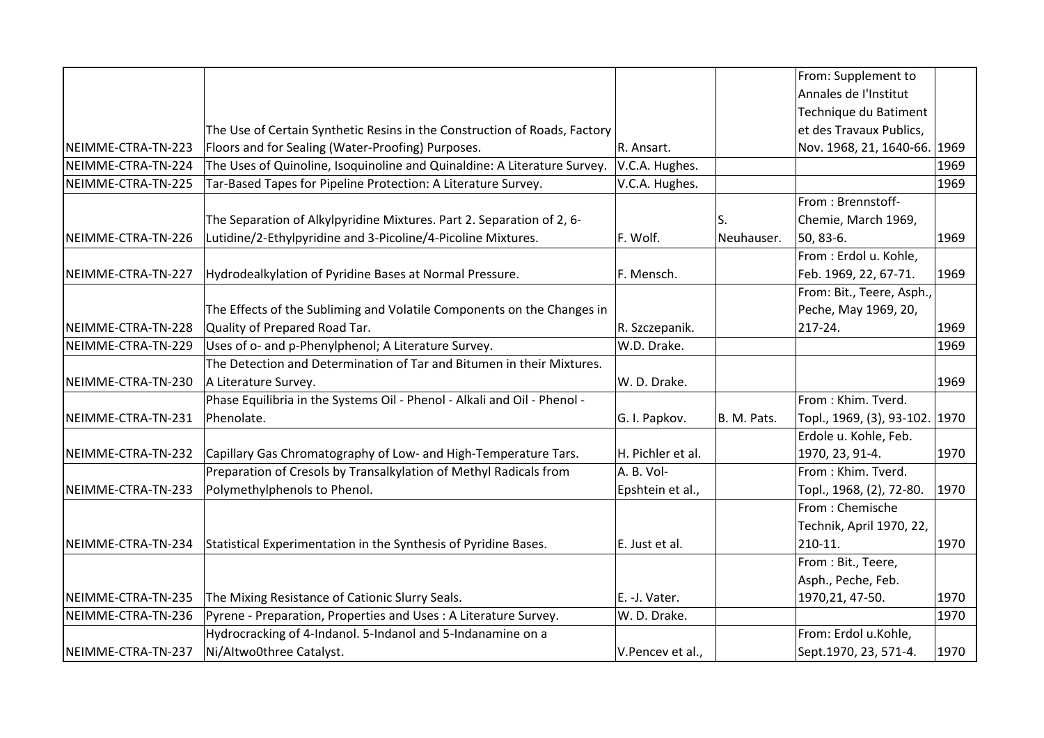| | | | | | |
|---|---|---|---|---|---|
| NEIMME-CTRA-TN-223 | The Use of Certain Synthetic Resins in the Construction of Roads, Factory Floors and for Sealing (Water-Proofing) Purposes. | R. Ansart. | | From: Supplement to Annales de l'Institut Technique du Batiment et des Travaux Publics, Nov. 1968, 21, 1640-66. | 1969 |
| NEIMME-CTRA-TN-224 | The Uses of Quinoline, Isoquinoline and Quinaldine: A Literature Survey. | V.C.A. Hughes. | | | 1969 |
| NEIMME-CTRA-TN-225 | Tar-Based Tapes for Pipeline Protection: A Literature Survey. | V.C.A. Hughes. | | | 1969 |
| NEIMME-CTRA-TN-226 | The Separation of Alkylpyridine Mixtures. Part 2. Separation of 2, 6-Lutidine/2-Ethylpyridine and 3-Picoline/4-Picoline Mixtures. | F. Wolf. | S. Neuhauser. | From : Brennstoff-Chemie, March 1969, 50, 83-6. | 1969 |
| NEIMME-CTRA-TN-227 | Hydrodealkylation of Pyridine Bases at Normal Pressure. | F. Mensch. | | From : Erdol u. Kohle, Feb. 1969, 22, 67-71. | 1969 |
| NEIMME-CTRA-TN-228 | The Effects of the Subliming and Volatile Components on the Changes in Quality of Prepared Road Tar. | R. Szczepanik. | | From: Bit., Teere, Asph., Peche, May 1969, 20, 217-24. | 1969 |
| NEIMME-CTRA-TN-229 | Uses of o- and p-Phenylphenol; A Literature Survey. | W.D. Drake. | | | 1969 |
| NEIMME-CTRA-TN-230 | The Detection and Determination of Tar and Bitumen in their Mixtures. A Literature Survey. | W. D. Drake. | | | 1969 |
| NEIMME-CTRA-TN-231 | Phase Equilibria in the Systems Oil - Phenol - Alkali and Oil - Phenol - Phenolate. | G. I. Papkov. | B. M. Pats. | From : Khim. Tverd. Topl., 1969, (3), 93-102. | 1970 |
| NEIMME-CTRA-TN-232 | Capillary Gas Chromatography of Low- and High-Temperature Tars. | H. Pichler et al. | | Erdole u. Kohle, Feb. 1970, 23, 91-4. | 1970 |
| NEIMME-CTRA-TN-233 | Preparation of Cresols by Transalkylation of Methyl Radicals from Polymethylphenols to Phenol. | A. B. Vol-Epshtein et al., | | From : Khim. Tverd. Topl., 1968, (2), 72-80. | 1970 |
| NEIMME-CTRA-TN-234 | Statistical Experimentation in the Synthesis of Pyridine Bases. | E. Just et al. | | From : Chemische Technik, April 1970, 22, 210-11. | 1970 |
| NEIMME-CTRA-TN-235 | The Mixing Resistance of Cationic Slurry Seals. | E. -J. Vater. | | From : Bit., Teere, Asph., Peche, Feb. 1970,21, 47-50. | 1970 |
| NEIMME-CTRA-TN-236 | Pyrene - Preparation, Properties and Uses : A Literature Survey. | W. D. Drake. | | | 1970 |
| NEIMME-CTRA-TN-237 | Hydrocracking of 4-Indanol. 5-Indanol and 5-Indanamine on a Ni/Altwo0three Catalyst. | V.Pencev et al., | | From: Erdol u.Kohle, Sept.1970, 23, 571-4. | 1970 |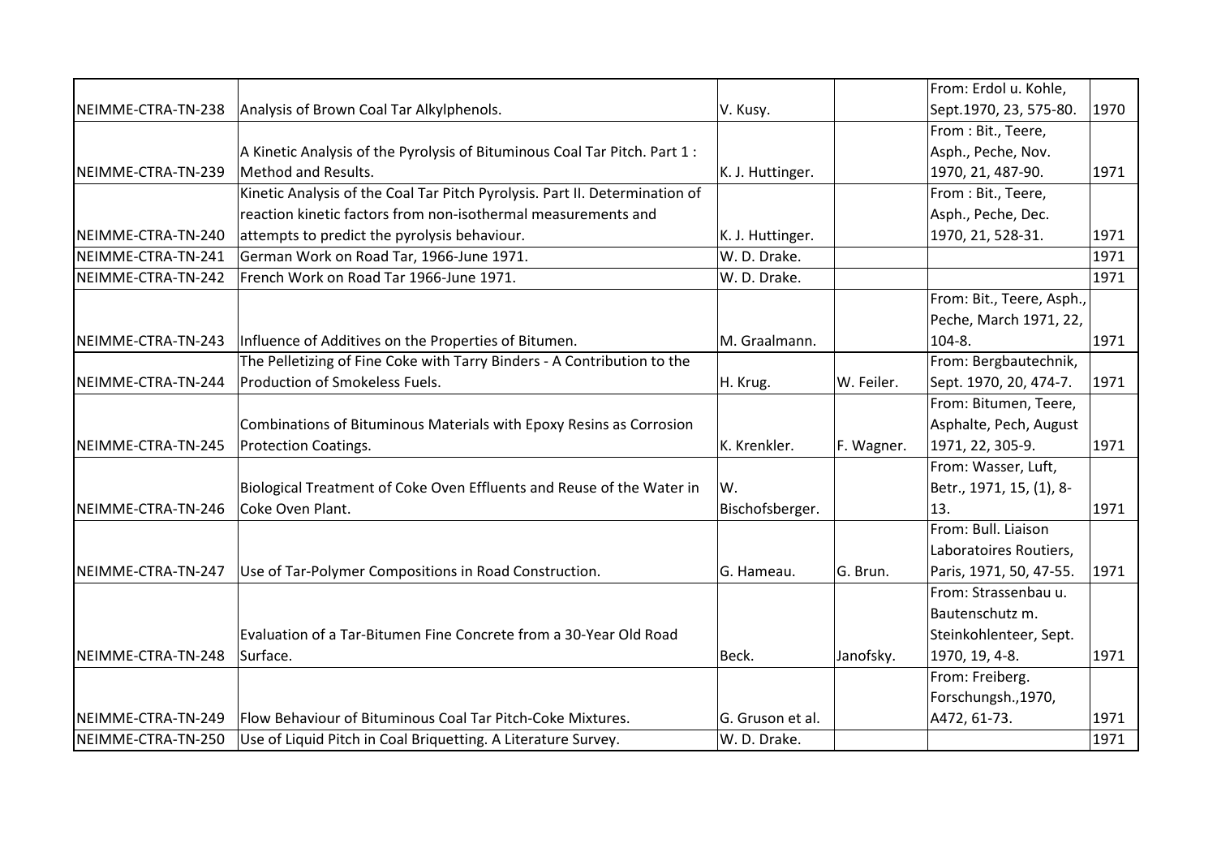| | | | | | |
|---|---|---|---|---|---|
| NEIMME-CTRA-TN-238 | Analysis of Brown Coal Tar Alkylphenols. | V. Kusy. | | From: Erdol u. Kohle, Sept.1970, 23, 575-80. | 1970 |
| NEIMME-CTRA-TN-239 | A Kinetic Analysis of the Pyrolysis of Bituminous Coal Tar Pitch. Part 1 : Method and Results. | K. J. Huttinger. | | From : Bit., Teere, Asph., Peche, Nov. 1970, 21, 487-90. | 1971 |
| NEIMME-CTRA-TN-240 | Kinetic Analysis of the Coal Tar Pitch Pyrolysis. Part II. Determination of reaction kinetic factors from non-isothermal measurements and attempts to predict the pyrolysis behaviour. | K. J. Huttinger. | | From : Bit., Teere, Asph., Peche, Dec. 1970, 21, 528-31. | 1971 |
| NEIMME-CTRA-TN-241 | German Work on Road Tar, 1966-June 1971. | W. D. Drake. | | | 1971 |
| NEIMME-CTRA-TN-242 | French Work on Road Tar 1966-June 1971. | W. D. Drake. | | | 1971 |
| NEIMME-CTRA-TN-243 | Influence of Additives on the Properties of Bitumen. | M. Graalmann. | | From: Bit., Teere, Asph., Peche, March 1971, 22, 104-8. | 1971 |
| NEIMME-CTRA-TN-244 | The Pelletizing of Fine Coke with Tarry Binders - A Contribution to the Production of Smokeless Fuels. | H. Krug. | W. Feiler. | From: Bergbautechnik, Sept. 1970, 20, 474-7. | 1971 |
| NEIMME-CTRA-TN-245 | Combinations of Bituminous Materials with Epoxy Resins as Corrosion Protection Coatings. | K. Krenkler. | F. Wagner. | From: Bitumen, Teere, Asphalte, Pech, August 1971, 22, 305-9. | 1971 |
| NEIMME-CTRA-TN-246 | Biological Treatment of Coke Oven Effluents and Reuse of the Water in Coke Oven Plant. | W. Bischofsberger. | | From: Wasser, Luft, Betr., 1971, 15, (1), 8-13. | 1971 |
| NEIMME-CTRA-TN-247 | Use of Tar-Polymer Compositions in Road Construction. | G. Hameau. | G. Brun. | From: Bull. Liaison Laboratoires Routiers, Paris, 1971, 50, 47-55. | 1971 |
| NEIMME-CTRA-TN-248 | Evaluation of a Tar-Bitumen Fine Concrete from a 30-Year Old Road Surface. | Beck. | Janofsky. | From: Strassenbau u. Bautenschutz m. Steinkohlenteer, Sept. 1970, 19, 4-8. | 1971 |
| NEIMME-CTRA-TN-249 | Flow Behaviour of Bituminous Coal Tar Pitch-Coke Mixtures. | G. Gruson et al. | | From: Freiberg. Forschungsh.,1970, A472, 61-73. | 1971 |
| NEIMME-CTRA-TN-250 | Use of Liquid Pitch in Coal Briquetting. A Literature Survey. | W. D. Drake. | | | 1971 |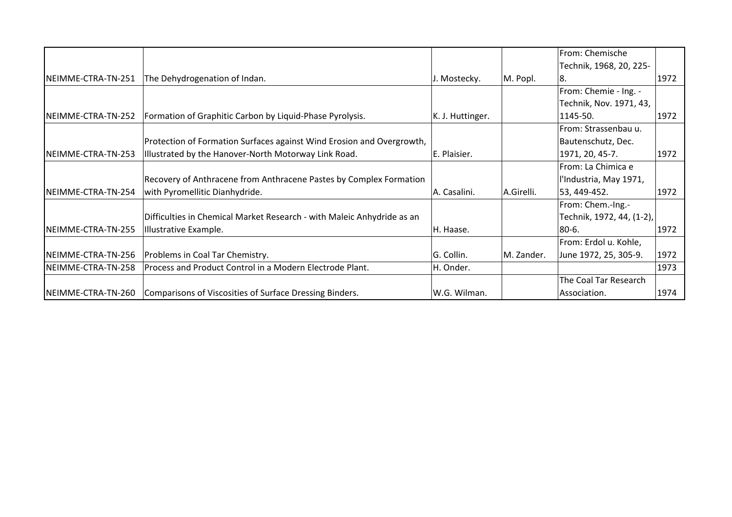| | | | | | |
|---|---|---|---|---|---|
| NEIMME-CTRA-TN-251 | The Dehydrogenation of Indan. | J. Mostecky. | M. Popl. | From: Chemische Technik, 1968, 20, 225-8. | 1972 |
| NEIMME-CTRA-TN-252 | Formation of Graphitic Carbon by Liquid-Phase Pyrolysis. | K. J. Huttinger. | | From: Chemie - Ing. - Technik, Nov. 1971, 43, 1145-50. | 1972 |
| NEIMME-CTRA-TN-253 | Protection of Formation Surfaces against Wind Erosion and Overgrowth, Illustrated by the Hanover-North Motorway Link Road. | E. Plaisier. | | From: Strassenbau u. Bautenschutz, Dec. 1971, 20, 45-7. | 1972 |
| NEIMME-CTRA-TN-254 | Recovery of Anthracene from Anthracene Pastes by Complex Formation with Pyromellitic Dianhydride. | A. Casalini. | A.Girelli. | From: La Chimica e l'Industria, May 1971, 53, 449-452. | 1972 |
| NEIMME-CTRA-TN-255 | Difficulties in Chemical Market Research - with Maleic Anhydride as an Illustrative Example. | H. Haase. | | From: Chem.-Ing.-Technik, 1972, 44, (1-2), 80-6. | 1972 |
| NEIMME-CTRA-TN-256 | Problems in Coal Tar Chemistry. | G. Collin. | M. Zander. | From: Erdol u. Kohle, June 1972, 25, 305-9. | 1972 |
| NEIMME-CTRA-TN-258 | Process and Product Control in a Modern Electrode Plant. | H. Onder. | | | 1973 |
| NEIMME-CTRA-TN-260 | Comparisons of Viscosities of Surface Dressing Binders. | W.G. Wilman. | | The Coal Tar Research Association. | 1974 |